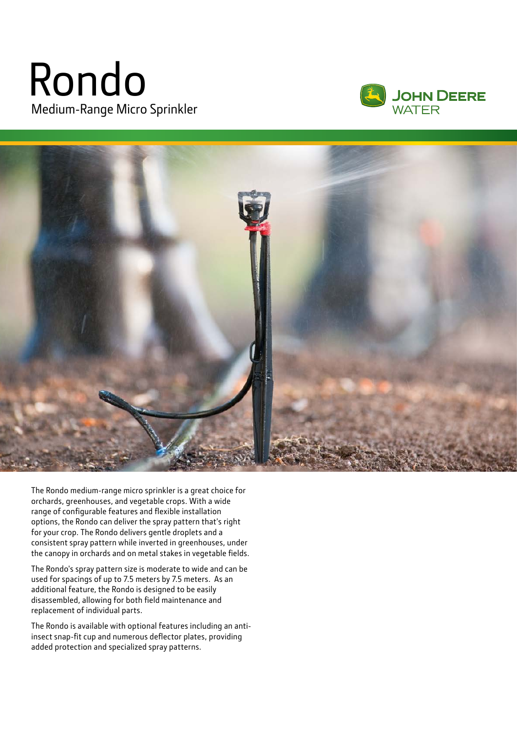# Rondo

## Medium-Range Micro Sprinkler

JOHN DEERE
WATER

The Rondo medium-range micro sprinkler is a great choice for orchards, greenhouses, and vegetable crops. With a wide range of configurable features and flexible installation options, the Rondo can deliver the spray pattern that's right for your crop. The Rondo delivers gentle droplets and a consistent spray pattern while inverted in greenhouses, under the canopy in orchards and on metal stakes in vegetable fields.

The Rondo's spray pattern size is moderate to wide and can be used for spacings of up to 7.5 meters by 7.5 meters. As an additional feature, the Rondo is designed to be easily disassembled, allowing for both field maintenance and replacement of individual parts.

The Rondo is available with optional features including an anti-insect snap-fit cup and numerous deflector plates, providing added protection and specialized spray patterns.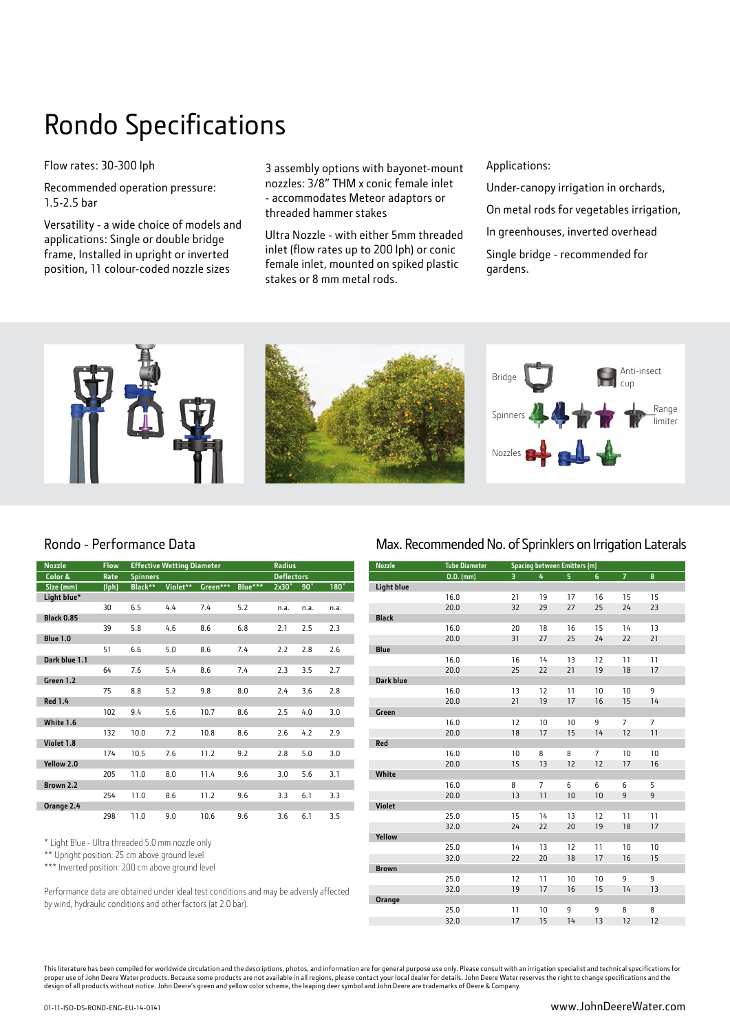# Rondo Specifications

Flow rates: 30-300 lph

Recommended operation pressure: 1.5-2.5 bar

Versatility - a wide choice of models and applications: Single or double bridge frame, Installed in upright or inverted position, 11 colour-coded nozzle sizes

3 assembly options with bayonet-mount nozzles: 3/8" THM x conic female inlet - accommodates Meteor adaptors or threaded hammer stakes

Ultra Nozzle - with either 5mm threaded inlet (flow rates up to 200 lph) or conic female inlet, mounted on spiked plastic stakes or 8 mm metal rods.

Applications:

Under-canopy irrigation in orchards,

On metal rods for vegetables irrigation,

In greenhouses, inverted overhead

Single bridge - recommended for gardens.

Bridge

Anti-insect cup

Spinners

Range limiter

Nozzles

## Rondo - Performance Data

| Nozzle Color & Size (mm) | Flow Rate (lph) | Effective Wetting Diameter Spinners | | | | Radius Deflectors | | |
|---|---|---|---|---|---|---|---|---|
| | | Black** | Violet** | Green*** | Blue*** | 2x30˚ | 90˚ | 180˚ |
| Light blue* | 30 | 6.5 | 4.4 | 7.4 | 5.2 | n.a. | n.a. | n.a. |
| Black 0.85 | 39 | 5.8 | 4.6 | 8.6 | 6.8 | 2.1 | 2.5 | 2.3 |
| Blue 1.0 | 51 | 6.6 | 5.0 | 8.6 | 7.4 | 2.2 | 2.8 | 2.6 |
| Dark blue 1.1 | 64 | 7.6 | 5.4 | 8.6 | 7.4 | 2.3 | 3.5 | 2.7 |
| Green 1.2 | 75 | 8.8 | 5.2 | 9.8 | 8.0 | 2.4 | 3.6 | 2.8 |
| Red 1.4 | 102 | 9.4 | 5.6 | 10.7 | 8.6 | 2.5 | 4.0 | 3.0 |
| White 1.6 | 132 | 10.0 | 7.2 | 10.8 | 8.6 | 2.6 | 4.2 | 2.9 |
| Violet 1.8 | 174 | 10.5 | 7.6 | 11.2 | 9.2 | 2.8 | 5.0 | 3.0 |
| Yellow 2.0 | 205 | 11.0 | 8.0 | 11.4 | 9.6 | 3.0 | 5.6 | 3.1 |
| Brown 2.2 | 254 | 11.0 | 8.6 | 11.2 | 9.6 | 3.3 | 6.1 | 3.3 |
| Orange 2.4 | 298 | 11.0 | 9.0 | 10.6 | 9.6 | 3.6 | 6.1 | 3.5 |

\* Light Blue - Ultra threaded 5.0 mm nozzle only

** Upright position: 25 cm above ground level

*** Inverted position: 200 cm above ground level

Performance data are obtained under ideal test conditions and may be adversly affected by wind, hydraulic conditions and other factors (at 2.0 bar).

## Max. Recommended No. of Sprinklers on Irrigation Laterals

| Nozzle | Tube Diameter O.D. (mm) | Spacing between Emitters (m) | | | | | |
|---|---|---|---|---|---|---|---|
| | | 3 | 4 | 5 | 6 | 7 | 8 |
| Light blue | 16.0 | 21 | 19 | 17 | 16 | 15 | 15 |
| | 20.0 | 32 | 29 | 27 | 25 | 24 | 23 |
| Black | 16.0 | 20 | 18 | 16 | 15 | 14 | 13 |
| | 20.0 | 31 | 27 | 25 | 24 | 22 | 21 |
| Blue | 16.0 | 16 | 14 | 13 | 12 | 11 | 11 |
| | 20.0 | 25 | 22 | 21 | 19 | 18 | 17 |
| Dark blue | 16.0 | 13 | 12 | 11 | 10 | 10 | 9 |
| | 20.0 | 21 | 19 | 17 | 16 | 15 | 14 |
| Green | 16.0 | 12 | 10 | 10 | 9 | 7 | 7 |
| | 20.0 | 18 | 17 | 15 | 14 | 12 | 11 |
| Red | 16.0 | 10 | 8 | 8 | 7 | 10 | 10 |
| | 20.0 | 15 | 13 | 12 | 12 | 17 | 16 |
| White | 16.0 | 8 | 7 | 6 | 6 | 6 | 5 |
| | 20.0 | 13 | 11 | 10 | 10 | 9 | 9 |
| Violet | 25.0 | 15 | 14 | 13 | 12 | 11 | 11 |
| | 32.0 | 24 | 22 | 20 | 19 | 18 | 17 |
| Yellow | 25.0 | 14 | 13 | 12 | 11 | 10 | 10 |
| | 32.0 | 22 | 20 | 18 | 17 | 16 | 15 |
| Brown | 25.0 | 12 | 11 | 10 | 10 | 9 | 9 |
| | 32.0 | 19 | 17 | 16 | 15 | 14 | 13 |
| Orange | 25.0 | 11 | 10 | 9 | 9 | 8 | 8 |
| | 32.0 | 17 | 15 | 14 | 13 | 12 | 12 |

This literature has been compiled for worldwide circulation and the descriptions, photos, and information are for general purpose use only. Please consult with an irrigation specialist and technical specifications for proper use of John Deere Water products. Because some products are not available in all regions, please contact your local dealer for details. John Deere Water reserves the right to change specifications and the design of all products without notice. John Deere's green and yellow color scheme, the leaping deer symbol and John Deere are trademarks of Deere & Company.

01-11-ISO-DS-ROND-ENG-EU-14-0141

www.JohnDeereWater.com